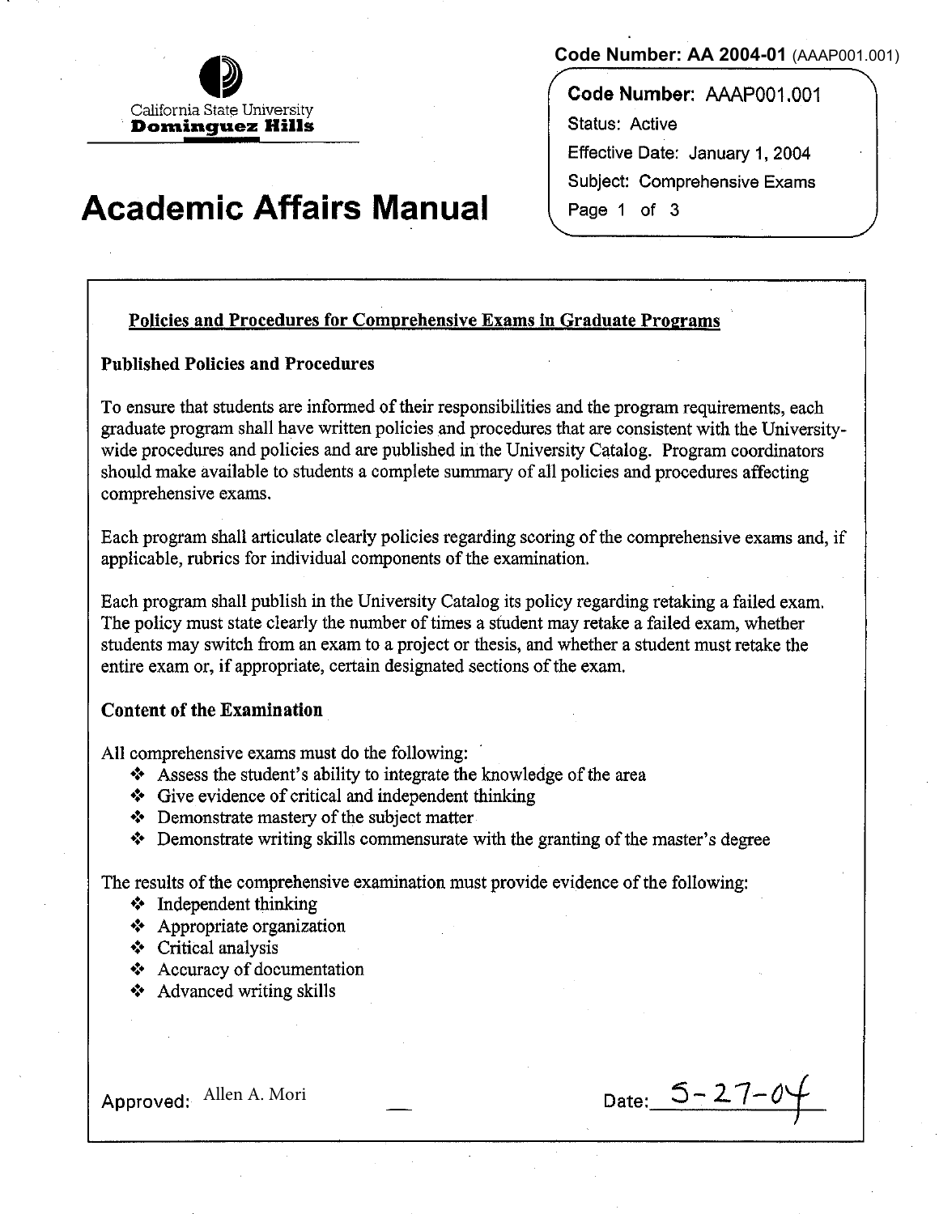Code Number: AA 2004-01 (AAAP001.001)

California State University
**Dominguez Hills**

# Academic Affairs Manual

**Code Number:** AAAP001.001
Status: Active
Effective Date: January 1, 2004
Subject: Comprehensive Exams

## Policies and Procedures for Comprehensive Exams in Graduate Programs

### Published Policies and Procedures

To ensure that students are informed of their responsibilities and the program requirements, each graduate program shall have written policies and procedures that are consistent with the University-wide procedures and policies and are published in the University Catalog. Program coordinators should make available to students a complete summary of all policies and procedures affecting comprehensive exams.

Each program shall articulate clearly policies regarding scoring of the comprehensive exams and, if applicable, rubrics for individual components of the examination.

Each program shall publish in the University Catalog its policy regarding retaking a failed exam. The policy must state clearly the number of times a student may retake a failed exam, whether students may switch from an exam to a project or thesis, and whether a student must retake the entire exam or, if appropriate, certain designated sections of the exam.

### Content of the Examination

All comprehensive exams must do the following:

- Assess the student's ability to integrate the knowledge of the area
- Give evidence of critical and independent thinking
- Demonstrate mastery of the subject matter
- Demonstrate writing skills commensurate with the granting of the master's degree

The results of the comprehensive examination must provide evidence of the following:

- Independent thinking
- Appropriate organization
- Critical analysis
- Accuracy of documentation
- Advanced writing skills

Approved: Allen A. Mori

Date: 5-27-04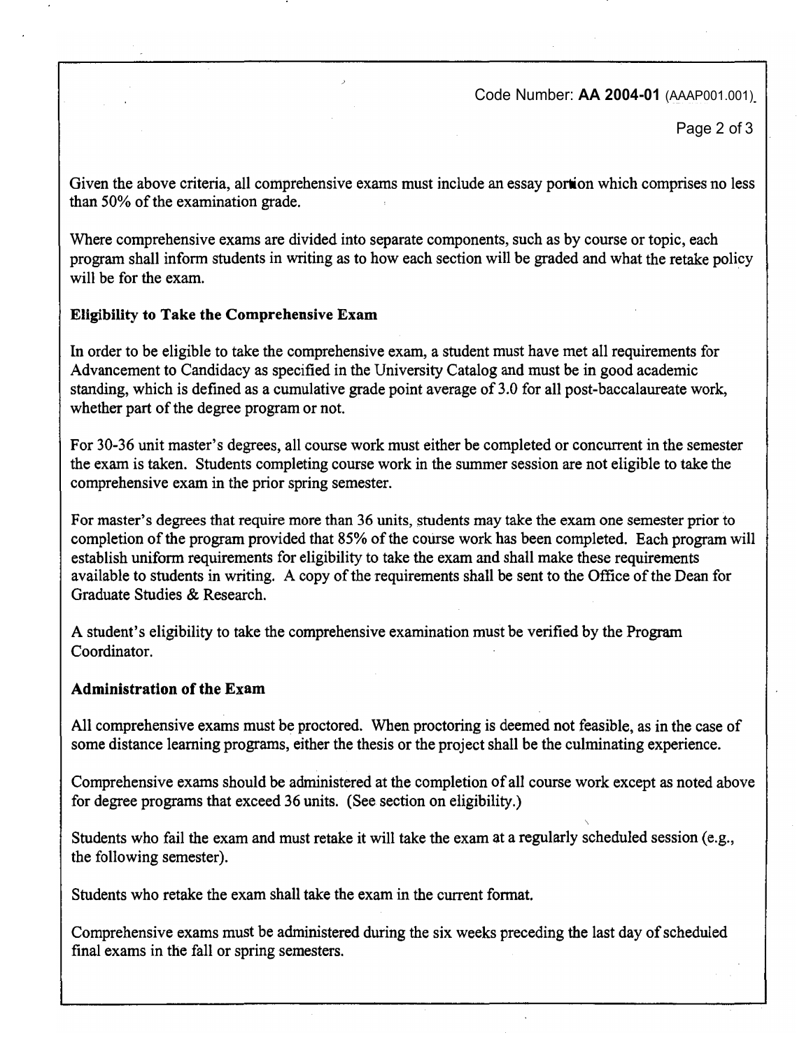Given the above criteria, all comprehensive exams must include an essay portion which comprises no less than 50% of the examination grade.

Where comprehensive exams are divided into separate components, such as by course or topic, each program shall inform students in writing as to how each section will be graded and what the retake policy will be for the exam.

**Eligibility to Take the Comprehensive Exam**

In order to be eligible to take the comprehensive exam, a student must have met all requirements for Advancement to Candidacy as specified in the University Catalog and must be in good academic standing, which is defined as a cumulative grade point average of 3.0 for all post-baccalaureate work, whether part of the degree program or not.

For 30-36 unit master's degrees, all course work must either be completed or concurrent in the semester the exam is taken. Students completing course work in the summer session are not eligible to take the comprehensive exam in the prior spring semester.

For master's degrees that require more than 36 units, students may take the exam one semester prior to completion of the program provided that 85% of the course work has been completed. Each program will establish uniform requirements for eligibility to take the exam and shall make these requirements available to students in writing. A copy of the requirements shall be sent to the Office of the Dean for Graduate Studies & Research.

A student's eligibility to take the comprehensive examination must be verified by the Program Coordinator.

**Administration of the Exam**

All comprehensive exams must be proctored. When proctoring is deemed not feasible, as in the case of some distance learning programs, either the thesis or the project shall be the culminating experience.

Comprehensive exams should be administered at the completion of all course work except as noted above for degree programs that exceed 36 units. (See section on eligibility.)

Students who fail the exam and must retake it will take the exam at a regularly scheduled session (e.g., the following semester).

Students who retake the exam shall take the exam in the current format.

Comprehensive exams must be administered during the six weeks preceding the last day of scheduled final exams in the fall or spring semesters.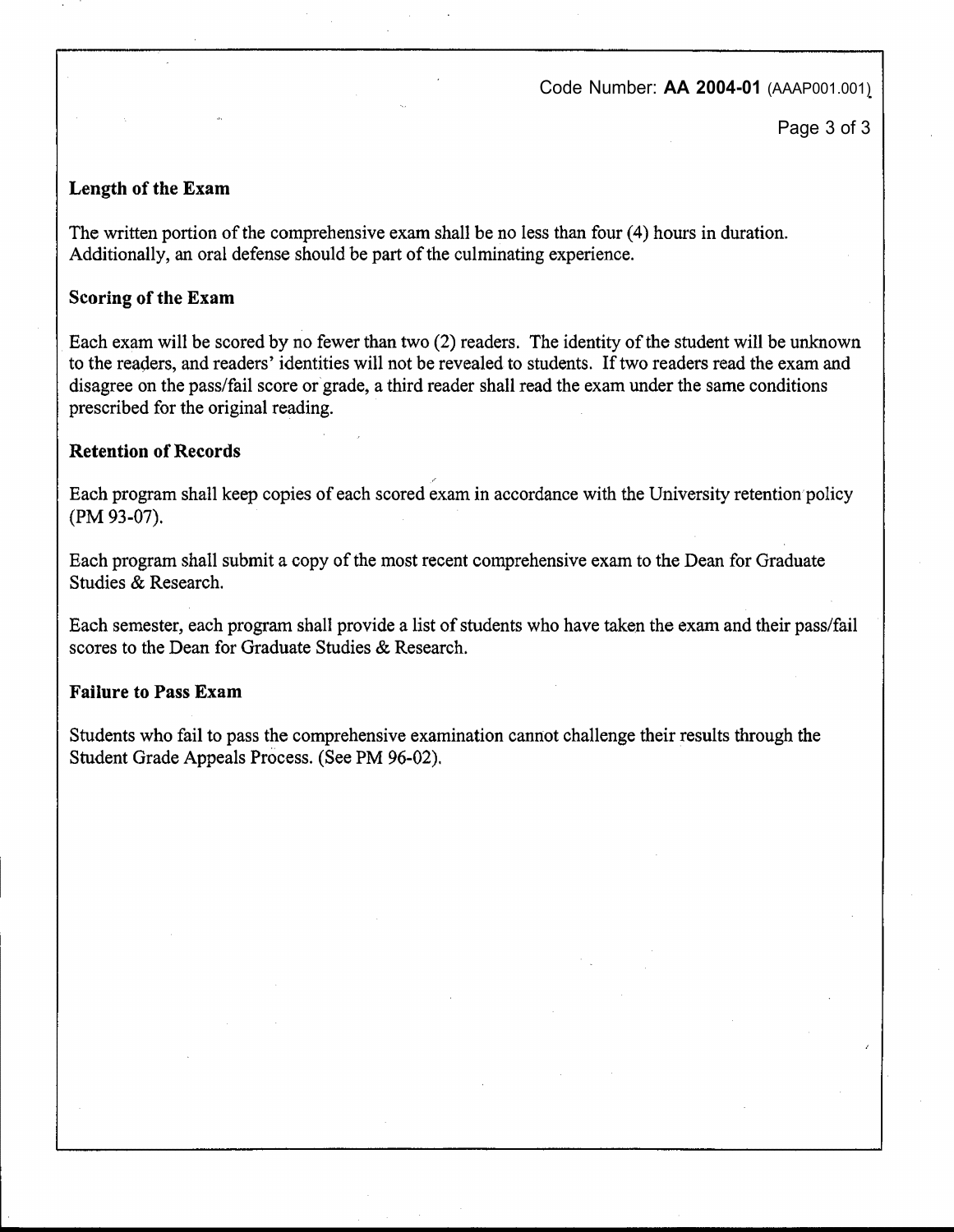## Length of the Exam

The written portion of the comprehensive exam shall be no less than four (4) hours in duration. Additionally, an oral defense should be part of the culminating experience.

## Scoring of the Exam

Each exam will be scored by no fewer than two (2) readers. The identity of the student will be unknown to the readers, and readers' identities will not be revealed to students. If two readers read the exam and disagree on the pass/fail score or grade, a third reader shall read the exam under the same conditions prescribed for the original reading.

## Retention of Records

Each program shall keep copies of each scored exam in accordance with the University retention policy (PM 93-07).

Each program shall submit a copy of the most recent comprehensive exam to the Dean for Graduate Studies & Research.

Each semester, each program shall provide a list of students who have taken the exam and their pass/fail scores to the Dean for Graduate Studies & Research.

## Failure to Pass Exam

Students who fail to pass the comprehensive examination cannot challenge their results through the Student Grade Appeals Process. (See PM 96-02).